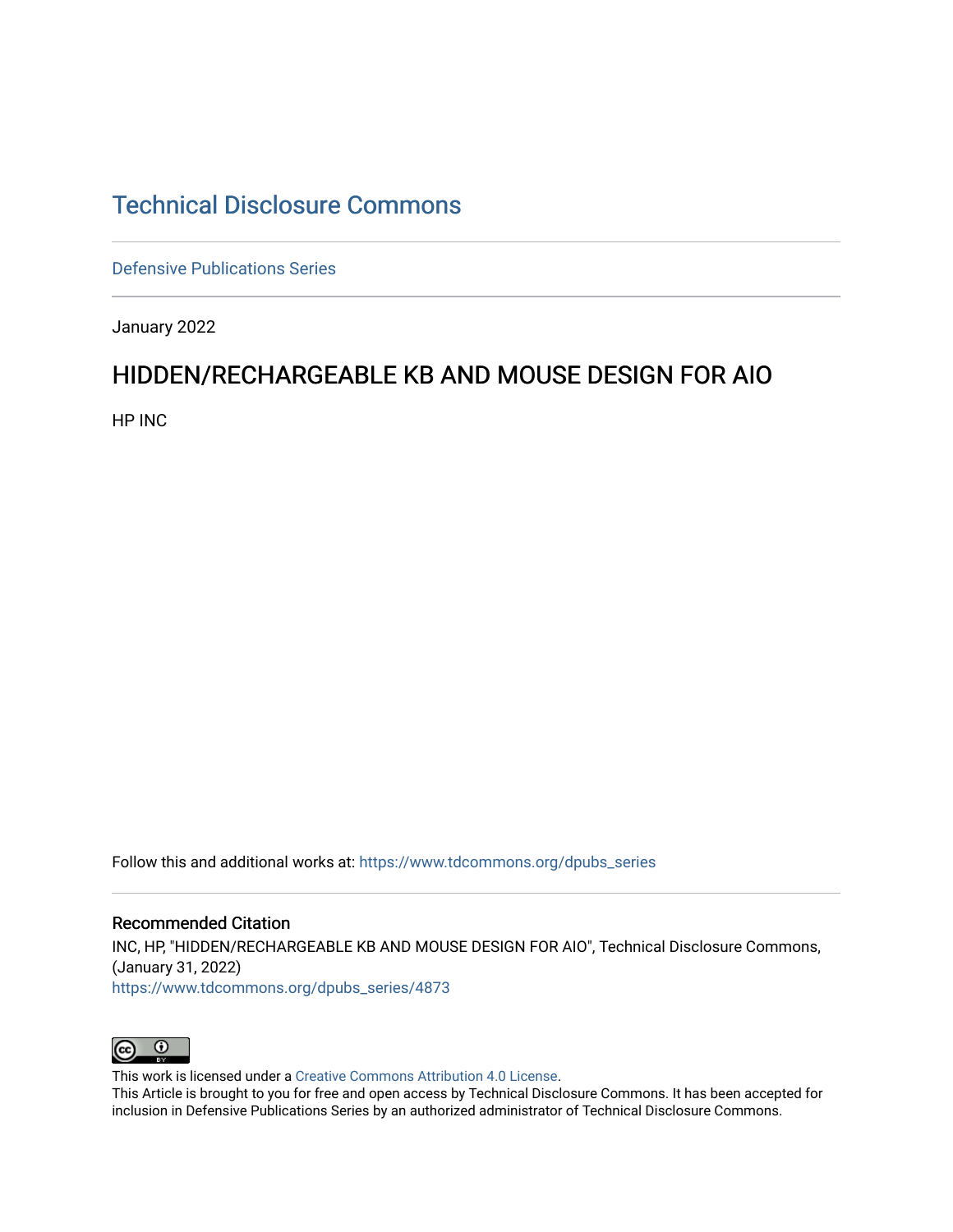# Technical Disclosure Commons

Defensive Publications Series

January 2022

## HIDDEN/RECHARGEABLE KB AND MOUSE DESIGN FOR AIO

HP INC

Follow this and additional works at: https://www.tdcommons.org/dpubs_series

### Recommended Citation

INC, HP, "HIDDEN/RECHARGEABLE KB AND MOUSE DESIGN FOR AIO", Technical Disclosure Commons, (January 31, 2022)
https://www.tdcommons.org/dpubs_series/4873

This work is licensed under a Creative Commons Attribution 4.0 License.
This Article is brought to you for free and open access by Technical Disclosure Commons. It has been accepted for inclusion in Defensive Publications Series by an authorized administrator of Technical Disclosure Commons.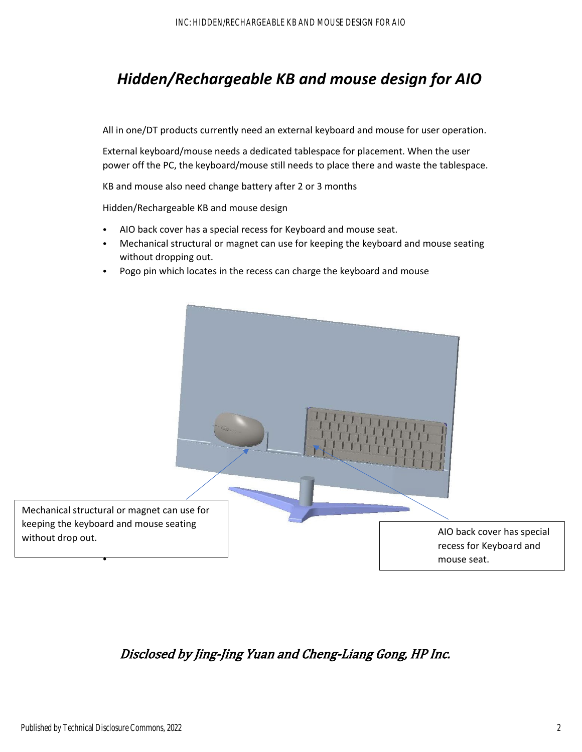# *Hidden/Rechargeable KB and mouse design for AIO*

All in one/DT products currently need an external keyboard and mouse for user operation.

External keyboard/mouse needs a dedicated tablespace for placement. When the user power off the PC, the keyboard/mouse still needs to place there and waste the tablespace.

KB and mouse also need change battery after 2 or 3 months

Hidden/Rechargeable KB and mouse design

- AIO back cover has a special recess for Keyboard and mouse seat.
- Mechanical structural or magnet can use for keeping the keyboard and mouse seating without dropping out.
- Pogo pin which locates in the recess can charge the keyboard and mouse

Mechanical structural or magnet can use for keeping the keyboard and mouse seating without drop out.

AIO back cover has special recess for Keyboard and mouse seat.

*Disclosed by Jing-Jing Yuan and Cheng-Liang Gong, HP Inc.*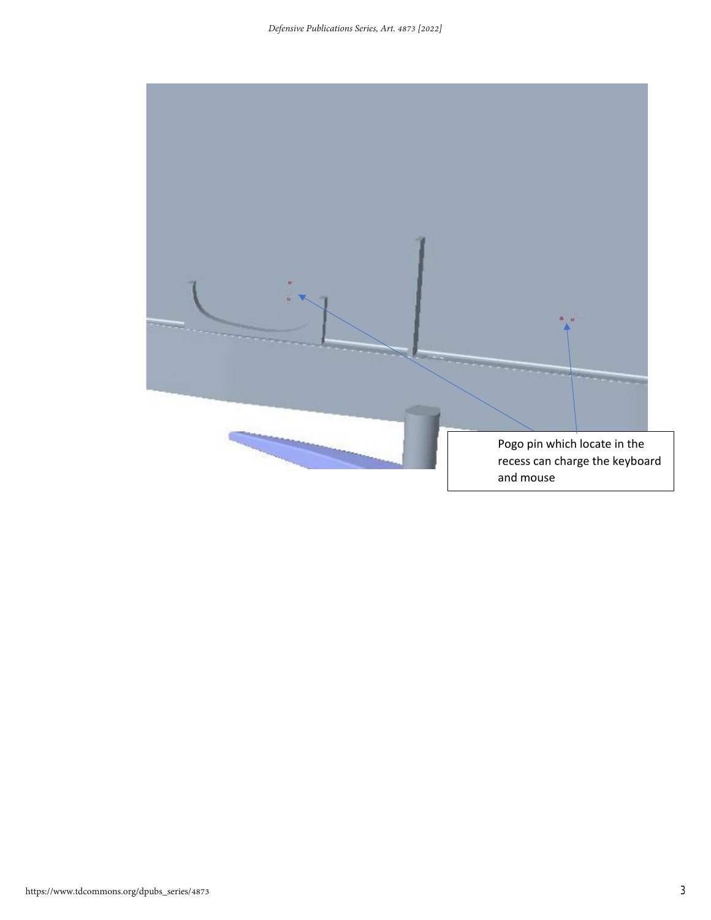Pogo pin which locate in the recess can charge the keyboard and mouse